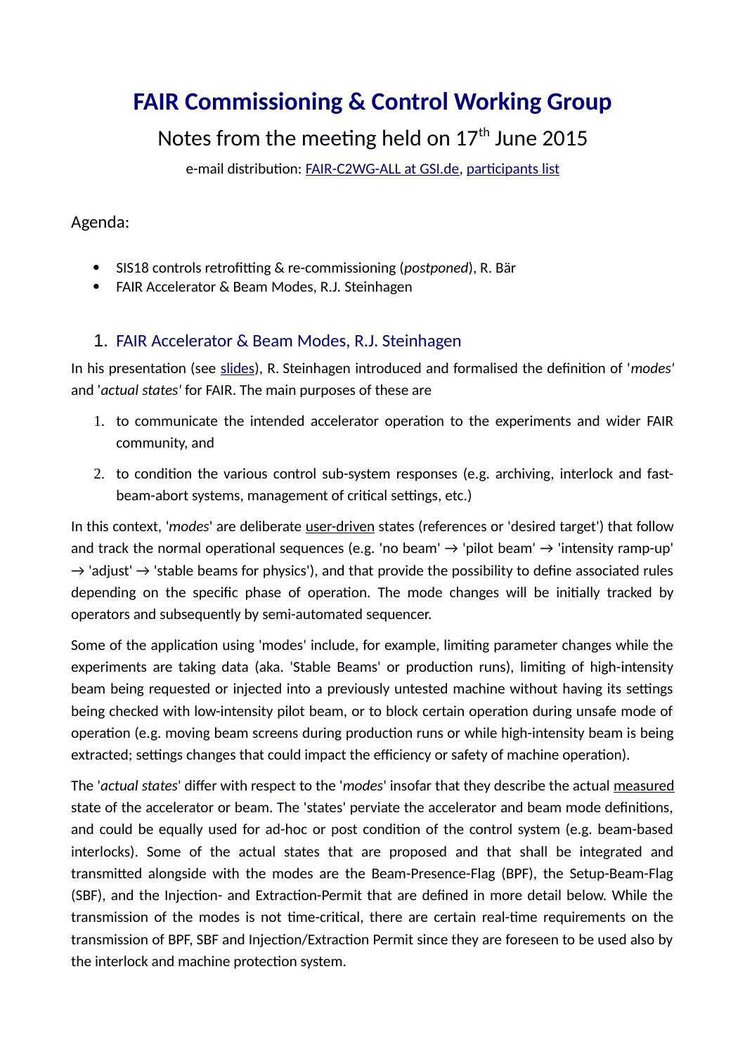# FAIR Commissioning & Control Working Group

Notes from the meeting held on 17th June 2015

e-mail distribution: FAIR-C2WG-ALL at GSI.de, participants list

Agenda:

- SIS18 controls retrofitting & re-commissioning (*postponed*), R. Bär
- FAIR Accelerator & Beam Modes, R.J. Steinhagen

## 1. FAIR Accelerator & Beam Modes, R.J. Steinhagen

In his presentation (see slides), R. Steinhagen introduced and formalised the definition of '*modes*' and '*actual states*' for FAIR. The main purposes of these are

1. to communicate the intended accelerator operation to the experiments and wider FAIR community, and
2. to condition the various control sub-system responses (e.g. archiving, interlock and fast-beam-abort systems, management of critical settings, etc.)

In this context, '*modes*' are deliberate user-driven states (references or 'desired target') that follow and track the normal operational sequences (e.g. 'no beam' → 'pilot beam' → 'intensity ramp-up' → 'adjust' → 'stable beams for physics'), and that provide the possibility to define associated rules depending on the specific phase of operation. The mode changes will be initially tracked by operators and subsequently by semi-automated sequencer.

Some of the application using 'modes' include, for example, limiting parameter changes while the experiments are taking data (aka. 'Stable Beams' or production runs), limiting of high-intensity beam being requested or injected into a previously untested machine without having its settings being checked with low-intensity pilot beam, or to block certain operation during unsafe mode of operation (e.g. moving beam screens during production runs or while high-intensity beam is being extracted; settings changes that could impact the efficiency or safety of machine operation).

The '*actual states*' differ with respect to the '*modes*' insofar that they describe the actual measured state of the accelerator or beam. The 'states' perviate the accelerator and beam mode definitions, and could be equally used for ad-hoc or post condition of the control system (e.g. beam-based interlocks). Some of the actual states that are proposed and that shall be integrated and transmitted alongside with the modes are the Beam-Presence-Flag (BPF), the Setup-Beam-Flag (SBF), and the Injection- and Extraction-Permit that are defined in more detail below. While the transmission of the modes is not time-critical, there are certain real-time requirements on the transmission of BPF, SBF and Injection/Extraction Permit since they are foreseen to be used also by the interlock and machine protection system.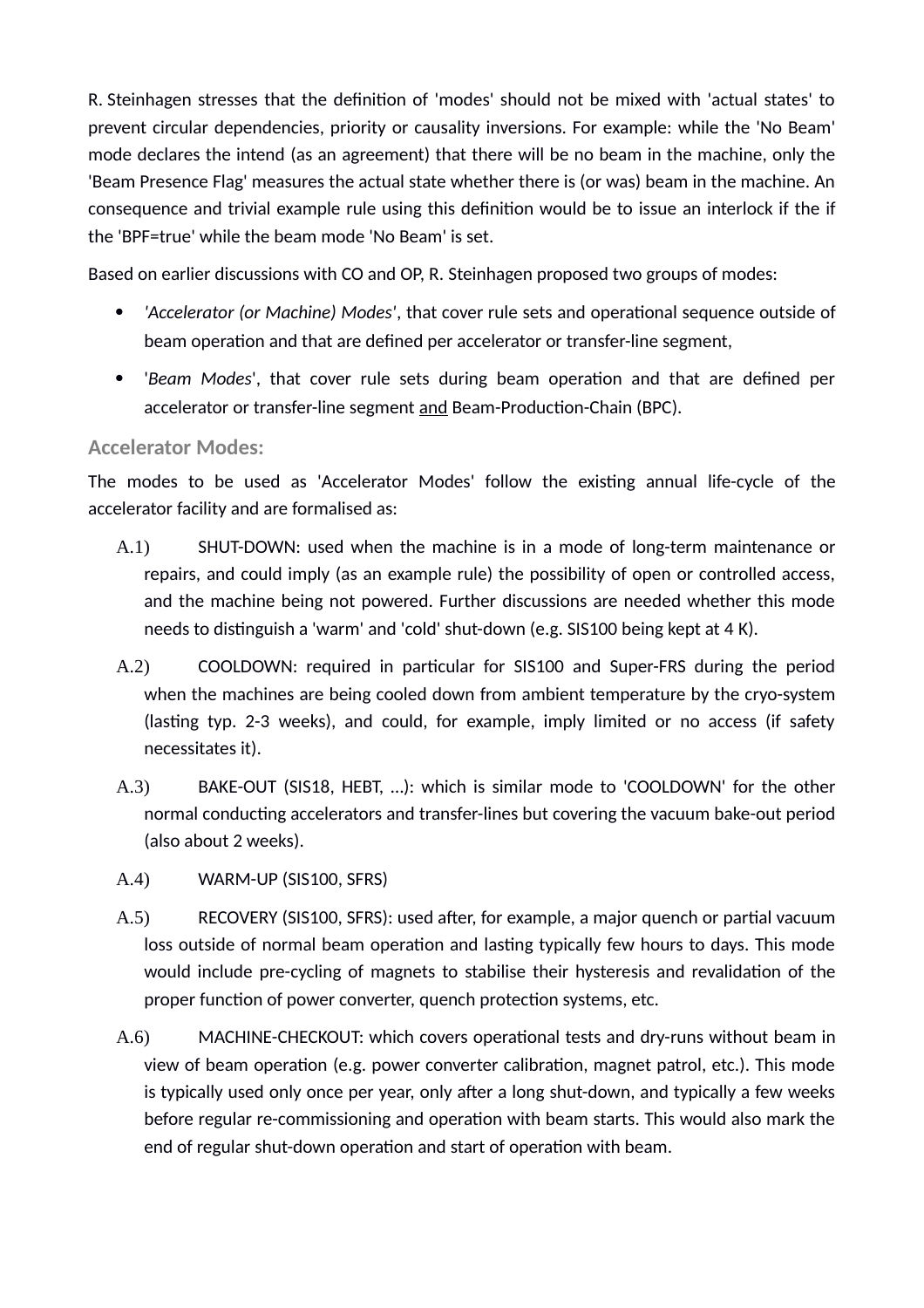R. Steinhagen stresses that the definition of 'modes' should not be mixed with 'actual states' to prevent circular dependencies, priority or causality inversions. For example: while the 'No Beam' mode declares the intend (as an agreement) that there will be no beam in the machine, only the 'Beam Presence Flag' measures the actual state whether there is (or was) beam in the machine. An consequence and trivial example rule using this definition would be to issue an interlock if the if the 'BPF=true' while the beam mode 'No Beam' is set.

Based on earlier discussions with CO and OP, R. Steinhagen proposed two groups of modes:

- *'Accelerator (or Machine) Modes'*, that cover rule sets and operational sequence outside of beam operation and that are defined per accelerator or transfer-line segment,
- '*Beam Modes*', that cover rule sets during beam operation and that are defined per accelerator or transfer-line segment <u>and</u> Beam-Production-Chain (BPC).

### Accelerator Modes:

The modes to be used as 'Accelerator Modes' follow the existing annual life-cycle of the accelerator facility and are formalised as:

A.1) SHUT-DOWN: used when the machine is in a mode of long-term maintenance or repairs, and could imply (as an example rule) the possibility of open or controlled access, and the machine being not powered. Further discussions are needed whether this mode needs to distinguish a 'warm' and 'cold' shut-down (e.g. SIS100 being kept at 4 K).

A.2) COOLDOWN: required in particular for SIS100 and Super-FRS during the period when the machines are being cooled down from ambient temperature by the cryo-system (lasting typ. 2-3 weeks), and could, for example, imply limited or no access (if safety necessitates it).

A.3) BAKE-OUT (SIS18, HEBT, ...): which is similar mode to 'COOLDOWN' for the other normal conducting accelerators and transfer-lines but covering the vacuum bake-out period (also about 2 weeks).

A.4) WARM-UP (SIS100, SFRS)

A.5) RECOVERY (SIS100, SFRS): used after, for example, a major quench or partial vacuum loss outside of normal beam operation and lasting typically few hours to days. This mode would include pre-cycling of magnets to stabilise their hysteresis and revalidation of the proper function of power converter, quench protection systems, etc.

A.6) MACHINE-CHECKOUT: which covers operational tests and dry-runs without beam in view of beam operation (e.g. power converter calibration, magnet patrol, etc.). This mode is typically used only once per year, only after a long shut-down, and typically a few weeks before regular re-commissioning and operation with beam starts. This would also mark the end of regular shut-down operation and start of operation with beam.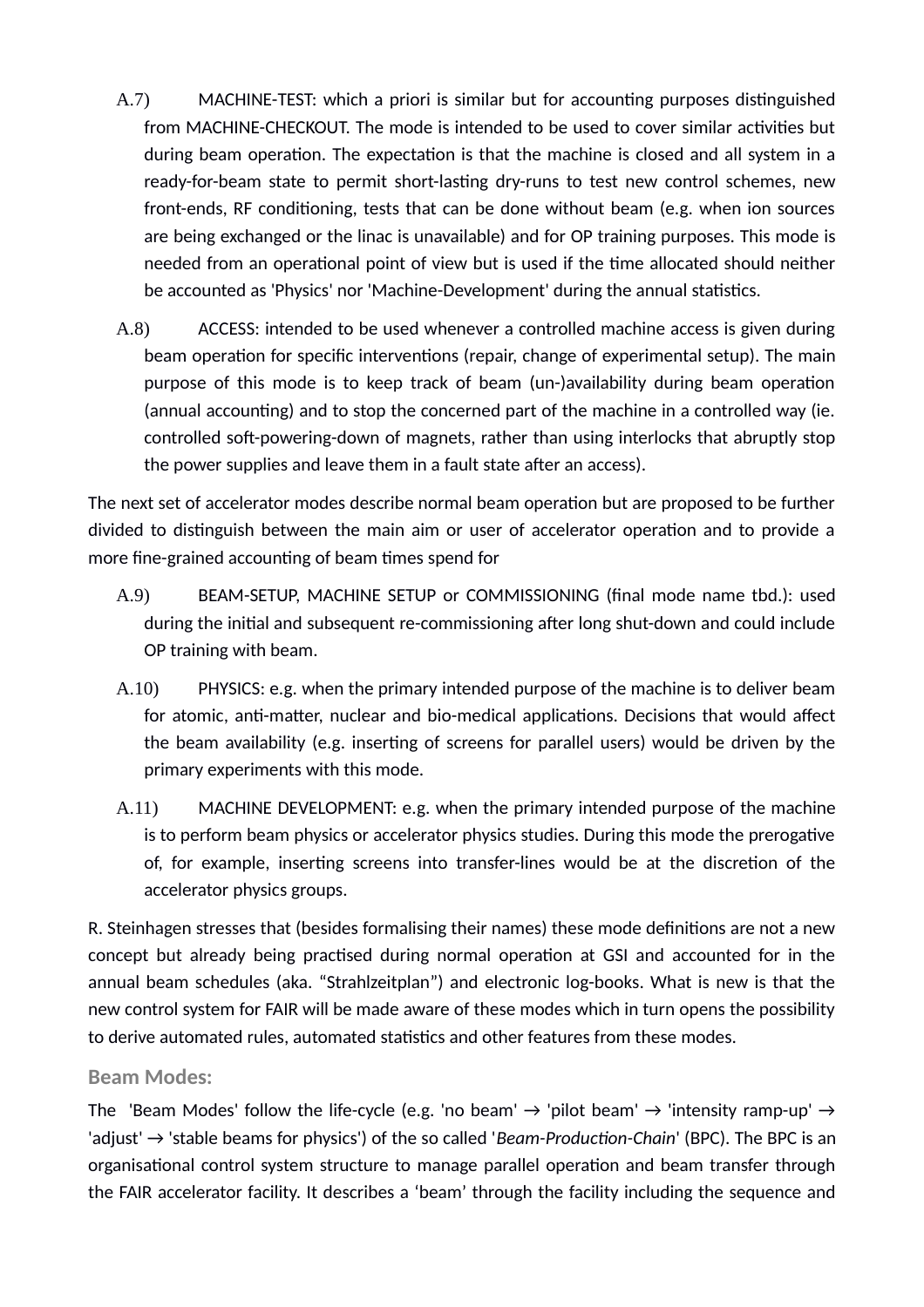A.7) MACHINE-TEST: which a priori is similar but for accounting purposes distinguished from MACHINE-CHECKOUT. The mode is intended to be used to cover similar activities but during beam operation. The expectation is that the machine is closed and all system in a ready-for-beam state to permit short-lasting dry-runs to test new control schemes, new front-ends, RF conditioning, tests that can be done without beam (e.g. when ion sources are being exchanged or the linac is unavailable) and for OP training purposes. This mode is needed from an operational point of view but is used if the time allocated should neither be accounted as 'Physics' nor 'Machine-Development' during the annual statistics.

A.8) ACCESS: intended to be used whenever a controlled machine access is given during beam operation for specific interventions (repair, change of experimental setup). The main purpose of this mode is to keep track of beam (un-)availability during beam operation (annual accounting) and to stop the concerned part of the machine in a controlled way (ie. controlled soft-powering-down of magnets, rather than using interlocks that abruptly stop the power supplies and leave them in a fault state after an access).

The next set of accelerator modes describe normal beam operation but are proposed to be further divided to distinguish between the main aim or user of accelerator operation and to provide a more fine-grained accounting of beam times spend for

A.9) BEAM-SETUP, MACHINE SETUP or COMMISSIONING (final mode name tbd.): used during the initial and subsequent re-commissioning after long shut-down and could include OP training with beam.

A.10) PHYSICS: e.g. when the primary intended purpose of the machine is to deliver beam for atomic, anti-matter, nuclear and bio-medical applications. Decisions that would affect the beam availability (e.g. inserting of screens for parallel users) would be driven by the primary experiments with this mode.

A.11) MACHINE DEVELOPMENT: e.g. when the primary intended purpose of the machine is to perform beam physics or accelerator physics studies. During this mode the prerogative of, for example, inserting screens into transfer-lines would be at the discretion of the accelerator physics groups.

R. Steinhagen stresses that (besides formalising their names) these mode definitions are not a new concept but already being practised during normal operation at GSI and accounted for in the annual beam schedules (aka. “Strahlzeitplan”) and electronic log-books. What is new is that the new control system for FAIR will be made aware of these modes which in turn opens the possibility to derive automated rules, automated statistics and other features from these modes.

### Beam Modes:

The 'Beam Modes' follow the life-cycle (e.g. 'no beam' → 'pilot beam' → 'intensity ramp-up' → 'adjust' → 'stable beams for physics') of the so called '*Beam-Production-Chain*' (BPC). The BPC is an organisational control system structure to manage parallel operation and beam transfer through the FAIR accelerator facility. It describes a ‘beam’ through the facility including the sequence and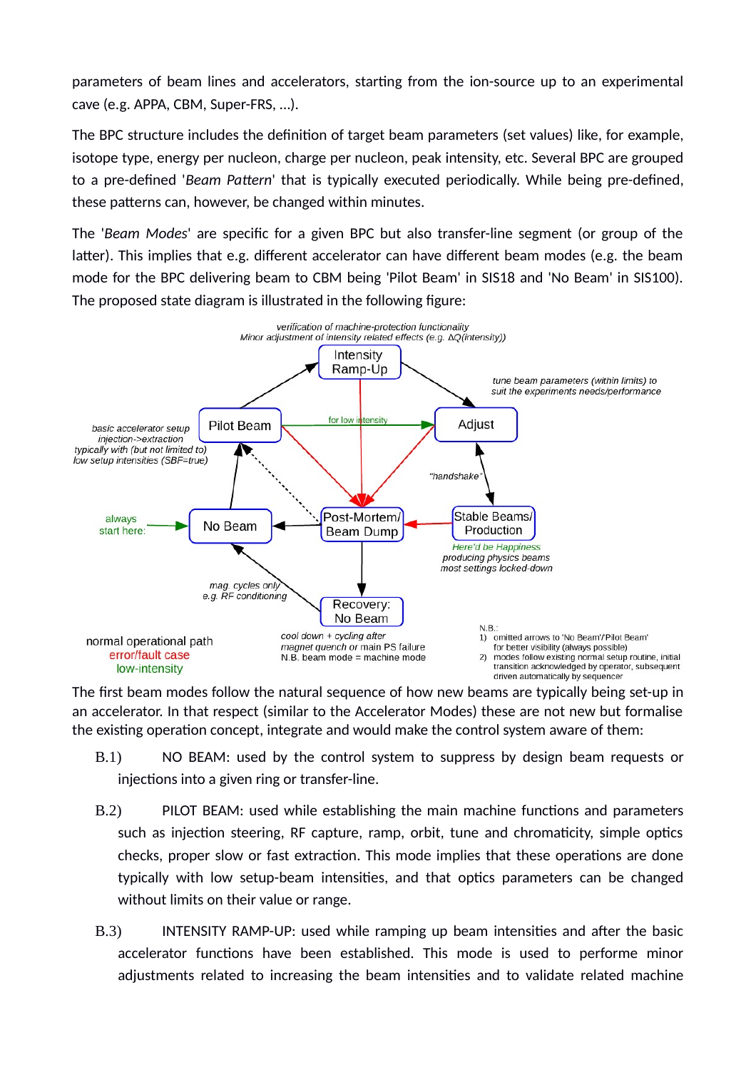parameters of beam lines and accelerators, starting from the ion-source up to an experimental cave (e.g. APPA, CBM, Super-FRS, ...).

The BPC structure includes the definition of target beam parameters (set values) like, for example, isotope type, energy per nucleon, charge per nucleon, peak intensity, etc. Several BPC are grouped to a pre-defined '*Beam Pattern*' that is typically executed periodically. While being pre-defined, these patterns can, however, be changed within minutes.

The '*Beam Modes*' are specific for a given BPC but also transfer-line segment (or group of the latter). This implies that e.g. different accelerator can have different beam modes (e.g. the beam mode for the BPC delivering beam to CBM being 'Pilot Beam' in SIS18 and 'No Beam' in SIS100). The proposed state diagram is illustrated in the following figure:

*verification of machine-protection functionality*
*Minor adjustment of intensity related effects (e.g. ΔQ(intensity))*

Intensity Ramp-Up

*tune beam parameters (within limits) to suit the experiments needs/performance*

*basic accelerator setup injection->extraction typically with (but not limited to) low setup intensities (SBF=true)*

Pilot Beam — for low intensity — Adjust

"handshake"

always start here: — No Beam — Post-Mortem/ Beam Dump — Stable Beams/ Production

*Here'd be Happiness*
*producing physics beams most settings locked-down*

*mag. cycles only e.g. RF conditioning*

Recovery: No Beam

*cool down + cycling after magnet quench or main PS failure*
N.B. beam mode = machine mode

normal operational path
error/fault case
low-intensity

N.B.:
1) omitted arrows to 'No Beam'/'Pilot Beam' for better visibility (always possible)
2) modes follow existing normal setup routine, initial transition acknowledged by operator, subsequent driven automatically by sequencer

The first beam modes follow the natural sequence of how new beams are typically being set-up in an accelerator. In that respect (similar to the Accelerator Modes) these are not new but formalise the existing operation concept, integrate and would make the control system aware of them:

B.1) NO BEAM: used by the control system to suppress by design beam requests or injections into a given ring or transfer-line.

B.2) PILOT BEAM: used while establishing the main machine functions and parameters such as injection steering, RF capture, ramp, orbit, tune and chromaticity, simple optics checks, proper slow or fast extraction. This mode implies that these operations are done typically with low setup-beam intensities, and that optics parameters can be changed without limits on their value or range.

B.3) INTENSITY RAMP-UP: used while ramping up beam intensities and after the basic accelerator functions have been established. This mode is used to performe minor adjustments related to increasing the beam intensities and to validate related machine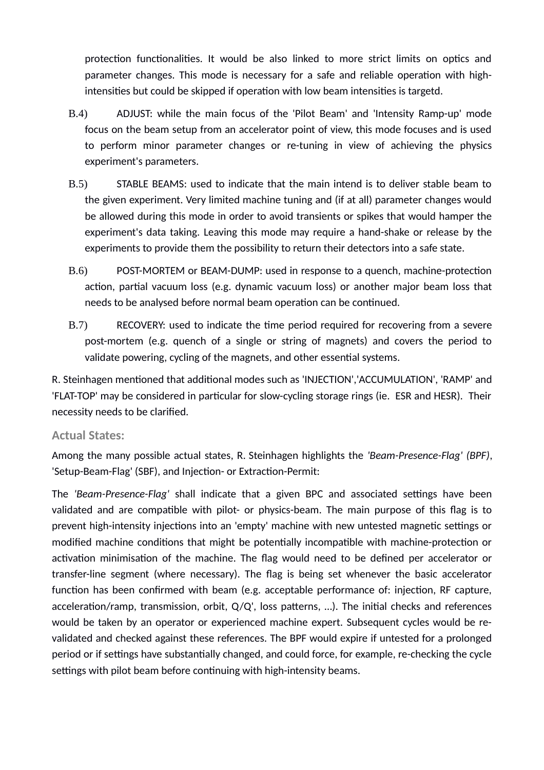protection functionalities. It would be also linked to more strict limits on optics and parameter changes. This mode is necessary for a safe and reliable operation with high-intensities but could be skipped if operation with low beam intensities is targetd.

B.4) ADJUST: while the main focus of the 'Pilot Beam' and 'Intensity Ramp-up' mode focus on the beam setup from an accelerator point of view, this mode focuses and is used to perform minor parameter changes or re-tuning in view of achieving the physics experiment's parameters.

B.5) STABLE BEAMS: used to indicate that the main intend is to deliver stable beam to the given experiment. Very limited machine tuning and (if at all) parameter changes would be allowed during this mode in order to avoid transients or spikes that would hamper the experiment's data taking. Leaving this mode may require a hand-shake or release by the experiments to provide them the possibility to return their detectors into a safe state.

B.6) POST-MORTEM or BEAM-DUMP: used in response to a quench, machine-protection action, partial vacuum loss (e.g. dynamic vacuum loss) or another major beam loss that needs to be analysed before normal beam operation can be continued.

B.7) RECOVERY: used to indicate the time period required for recovering from a severe post-mortem (e.g. quench of a single or string of magnets) and covers the period to validate powering, cycling of the magnets, and other essential systems.

R. Steinhagen mentioned that additional modes such as 'INJECTION','ACCUMULATION', 'RAMP' and 'FLAT-TOP' may be considered in particular for slow-cycling storage rings (ie. ESR and HESR). Their necessity needs to be clarified.

### Actual States:

Among the many possible actual states, R. Steinhagen highlights the *'Beam-Presence-Flag' (BPF)*, 'Setup-Beam-Flag' (SBF), and Injection- or Extraction-Permit:

The *'Beam-Presence-Flag'* shall indicate that a given BPC and associated settings have been validated and are compatible with pilot- or physics-beam. The main purpose of this flag is to prevent high-intensity injections into an 'empty' machine with new untested magnetic settings or modified machine conditions that might be potentially incompatible with machine-protection or activation minimisation of the machine. The flag would need to be defined per accelerator or transfer-line segment (where necessary). The flag is being set whenever the basic accelerator function has been confirmed with beam (e.g. acceptable performance of: injection, RF capture, acceleration/ramp, transmission, orbit, Q/Q', loss patterns, ...). The initial checks and references would be taken by an operator or experienced machine expert. Subsequent cycles would be re-validated and checked against these references. The BPF would expire if untested for a prolonged period or if settings have substantially changed, and could force, for example, re-checking the cycle settings with pilot beam before continuing with high-intensity beams.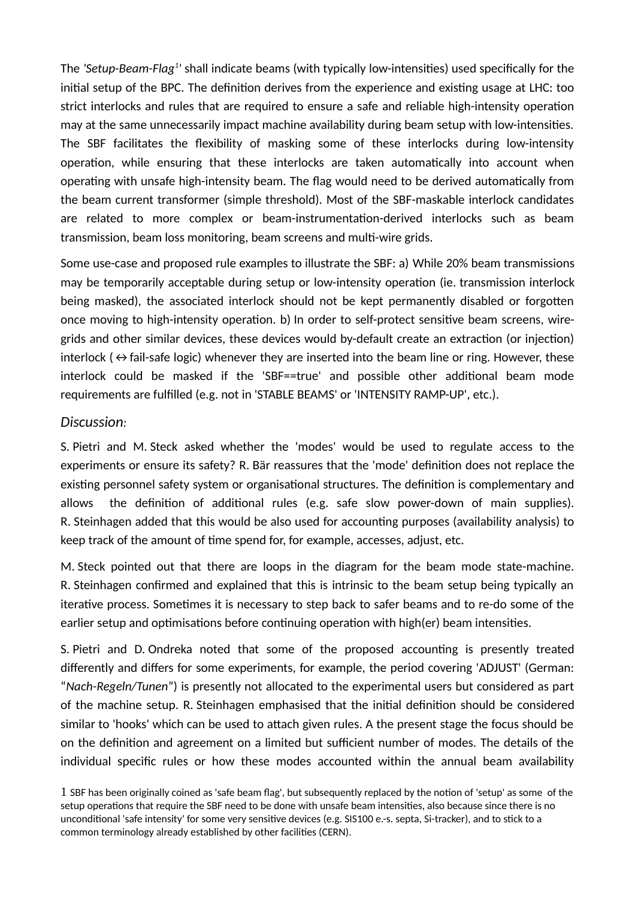The *'Setup-Beam-Flag*[1]*'* shall indicate beams (with typically low-intensities) used specifically for the initial setup of the BPC. The definition derives from the experience and existing usage at LHC: too strict interlocks and rules that are required to ensure a safe and reliable high-intensity operation may at the same unnecessarily impact machine availability during beam setup with low-intensities. The SBF facilitates the flexibility of masking some of these interlocks during low-intensity operation, while ensuring that these interlocks are taken automatically into account when operating with unsafe high-intensity beam. The flag would need to be derived automatically from the beam current transformer (simple threshold). Most of the SBF-maskable interlock candidates are related to more complex or beam-instrumentation-derived interlocks such as beam transmission, beam loss monitoring, beam screens and multi-wire grids.

Some use-case and proposed rule examples to illustrate the SBF: a) While 20% beam transmissions may be temporarily acceptable during setup or low-intensity operation (ie. transmission interlock being masked), the associated interlock should not be kept permanently disabled or forgotten once moving to high-intensity operation. b) In order to self-protect sensitive beam screens, wire-grids and other similar devices, these devices would by-default create an extraction (or injection) interlock (↔ fail-safe logic) whenever they are inserted into the beam line or ring. However, these interlock could be masked if the 'SBF==true' and possible other additional beam mode requirements are fulfilled (e.g. not in 'STABLE BEAMS' or 'INTENSITY RAMP-UP', etc.).

*Discussion:*

S. Pietri and M. Steck asked whether the 'modes' would be used to regulate access to the experiments or ensure its safety? R. Bär reassures that the 'mode' definition does not replace the existing personnel safety system or organisational structures. The definition is complementary and allows the definition of additional rules (e.g. safe slow power-down of main supplies). R. Steinhagen added that this would be also used for accounting purposes (availability analysis) to keep track of the amount of time spend for, for example, accesses, adjust, etc.

M. Steck pointed out that there are loops in the diagram for the beam mode state-machine. R. Steinhagen confirmed and explained that this is intrinsic to the beam setup being typically an iterative process. Sometimes it is necessary to step back to safer beams and to re-do some of the earlier setup and optimisations before continuing operation with high(er) beam intensities.

S. Pietri and D. Ondreka noted that some of the proposed accounting is presently treated differently and differs for some experiments, for example, the period covering 'ADJUST' (German: "*Nach-Regeln/Tunen*") is presently not allocated to the experimental users but considered as part of the machine setup. R. Steinhagen emphasised that the initial definition should be considered similar to 'hooks' which can be used to attach given rules. A the present stage the focus should be on the definition and agreement on a limited but sufficient number of modes. The details of the individual specific rules or how these modes accounted within the annual beam availability

[1] SBF has been originally coined as 'safe beam flag', but subsequently replaced by the notion of 'setup' as some of the setup operations that require the SBF need to be done with unsafe beam intensities, also because since there is no unconditional 'safe intensity' for some very sensitive devices (e.g. SIS100 e.-s. septa, Si-tracker), and to stick to a common terminology already established by other facilities (CERN).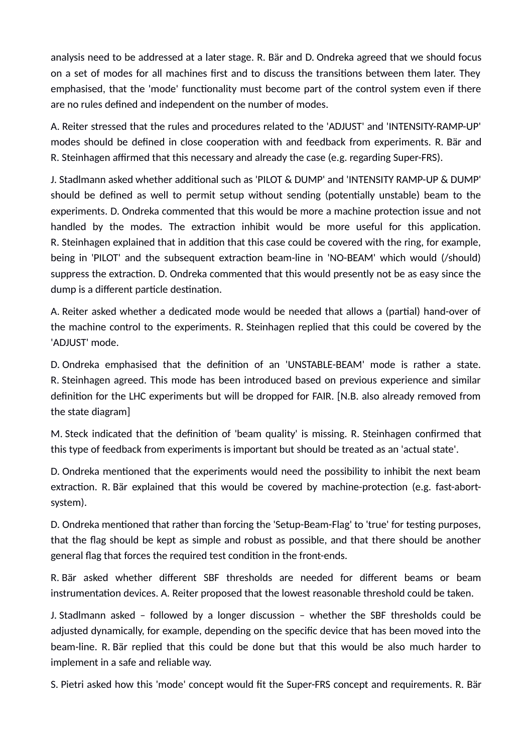analysis need to be addressed at a later stage. R. Bär and D. Ondreka agreed that we should focus on a set of modes for all machines first and to discuss the transitions between them later. They emphasised, that the 'mode' functionality must become part of the control system even if there are no rules defined and independent on the number of modes.

A. Reiter stressed that the rules and procedures related to the 'ADJUST' and 'INTENSITY-RAMP-UP' modes should be defined in close cooperation with and feedback from experiments. R. Bär and R. Steinhagen affirmed that this necessary and already the case (e.g. regarding Super-FRS).

J. Stadlmann asked whether additional such as 'PILOT & DUMP' and 'INTENSITY RAMP-UP & DUMP' should be defined as well to permit setup without sending (potentially unstable) beam to the experiments. D. Ondreka commented that this would be more a machine protection issue and not handled by the modes. The extraction inhibit would be more useful for this application. R. Steinhagen explained that in addition that this case could be covered with the ring, for example, being in 'PILOT' and the subsequent extraction beam-line in 'NO-BEAM' which would (/should) suppress the extraction. D. Ondreka commented that this would presently not be as easy since the dump is a different particle destination.

A. Reiter asked whether a dedicated mode would be needed that allows a (partial) hand-over of the machine control to the experiments. R. Steinhagen replied that this could be covered by the 'ADJUST' mode.

D. Ondreka emphasised that the definition of an 'UNSTABLE-BEAM' mode is rather a state. R. Steinhagen agreed. This mode has been introduced based on previous experience and similar definition for the LHC experiments but will be dropped for FAIR. [N.B. also already removed from the state diagram]

M. Steck indicated that the definition of 'beam quality' is missing. R. Steinhagen confirmed that this type of feedback from experiments is important but should be treated as an 'actual state'.

D. Ondreka mentioned that the experiments would need the possibility to inhibit the next beam extraction. R. Bär explained that this would be covered by machine-protection (e.g. fast-abort-system).

D. Ondreka mentioned that rather than forcing the 'Setup-Beam-Flag' to 'true' for testing purposes, that the flag should be kept as simple and robust as possible, and that there should be another general flag that forces the required test condition in the front-ends.

R. Bär asked whether different SBF thresholds are needed for different beams or beam instrumentation devices. A. Reiter proposed that the lowest reasonable threshold could be taken.

J. Stadlmann asked – followed by a longer discussion – whether the SBF thresholds could be adjusted dynamically, for example, depending on the specific device that has been moved into the beam-line. R. Bär replied that this could be done but that this would be also much harder to implement in a safe and reliable way.

S. Pietri asked how this 'mode' concept would fit the Super-FRS concept and requirements. R. Bär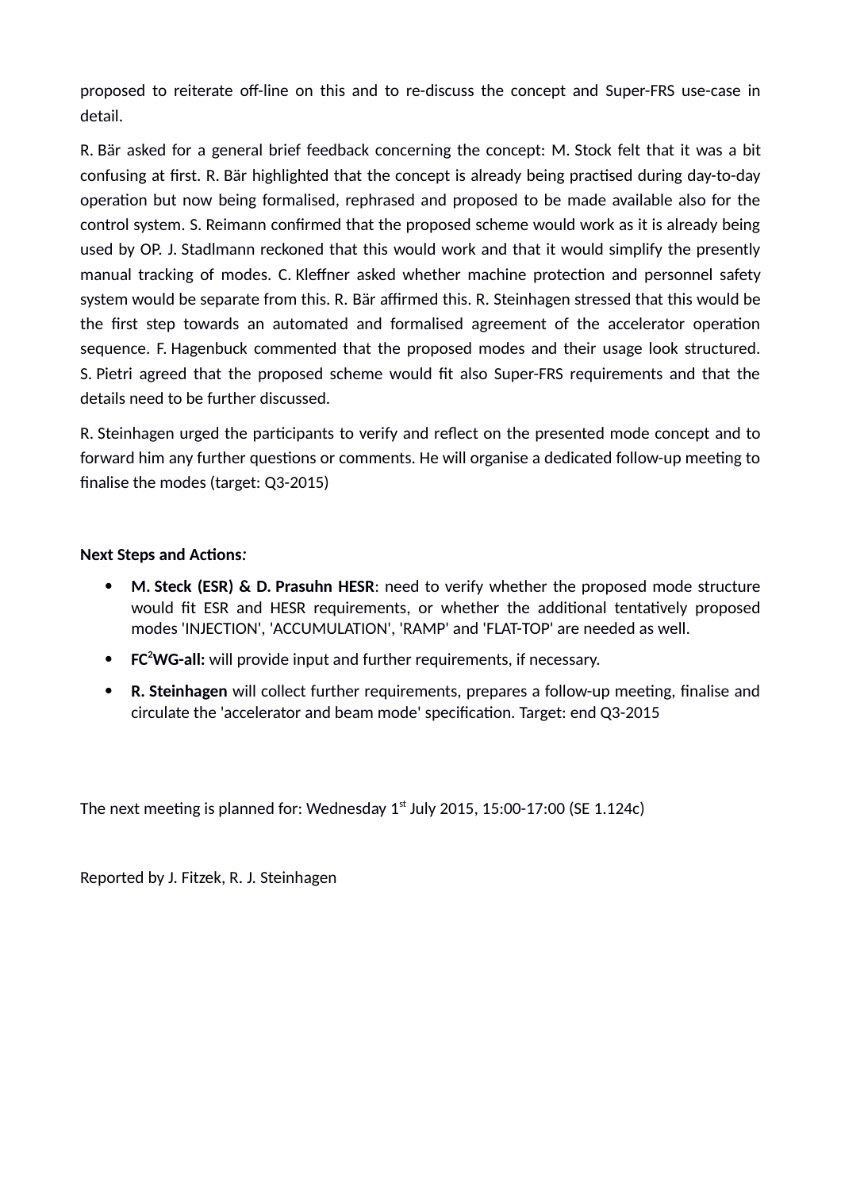proposed to reiterate off-line on this and to re-discuss the concept and Super-FRS use-case in detail.

R. Bär asked for a general brief feedback concerning the concept: M. Stock felt that it was a bit confusing at first. R. Bär highlighted that the concept is already being practised during day-to-day operation but now being formalised, rephrased and proposed to be made available also for the control system. S. Reimann confirmed that the proposed scheme would work as it is already being used by OP. J. Stadlmann reckoned that this would work and that it would simplify the presently manual tracking of modes. C. Kleffner asked whether machine protection and personnel safety system would be separate from this. R. Bär affirmed this. R. Steinhagen stressed that this would be the first step towards an automated and formalised agreement of the accelerator operation sequence. F. Hagenbuck commented that the proposed modes and their usage look structured. S. Pietri agreed that the proposed scheme would fit also Super-FRS requirements and that the details need to be further discussed.

R. Steinhagen urged the participants to verify and reflect on the presented mode concept and to forward him any further questions or comments. He will organise a dedicated follow-up meeting to finalise the modes (target: Q3-2015)

**Next Steps and Actions***:*

- **M. Steck (ESR) & D. Prasuhn HESR**: need to verify whether the proposed mode structure would fit ESR and HESR requirements, or whether the additional tentatively proposed modes 'INJECTION', 'ACCUMULATION', 'RAMP' and 'FLAT-TOP' are needed as well.
- **FC$^2$WG-all:** will provide input and further requirements, if necessary.
- **R. Steinhagen** will collect further requirements, prepares a follow-up meeting, finalise and circulate the 'accelerator and beam mode' specification. Target: end Q3-2015

The next meeting is planned for: Wednesday 1st July 2015, 15:00-17:00 (SE 1.124c)

Reported by J. Fitzek, R. J. Steinhagen